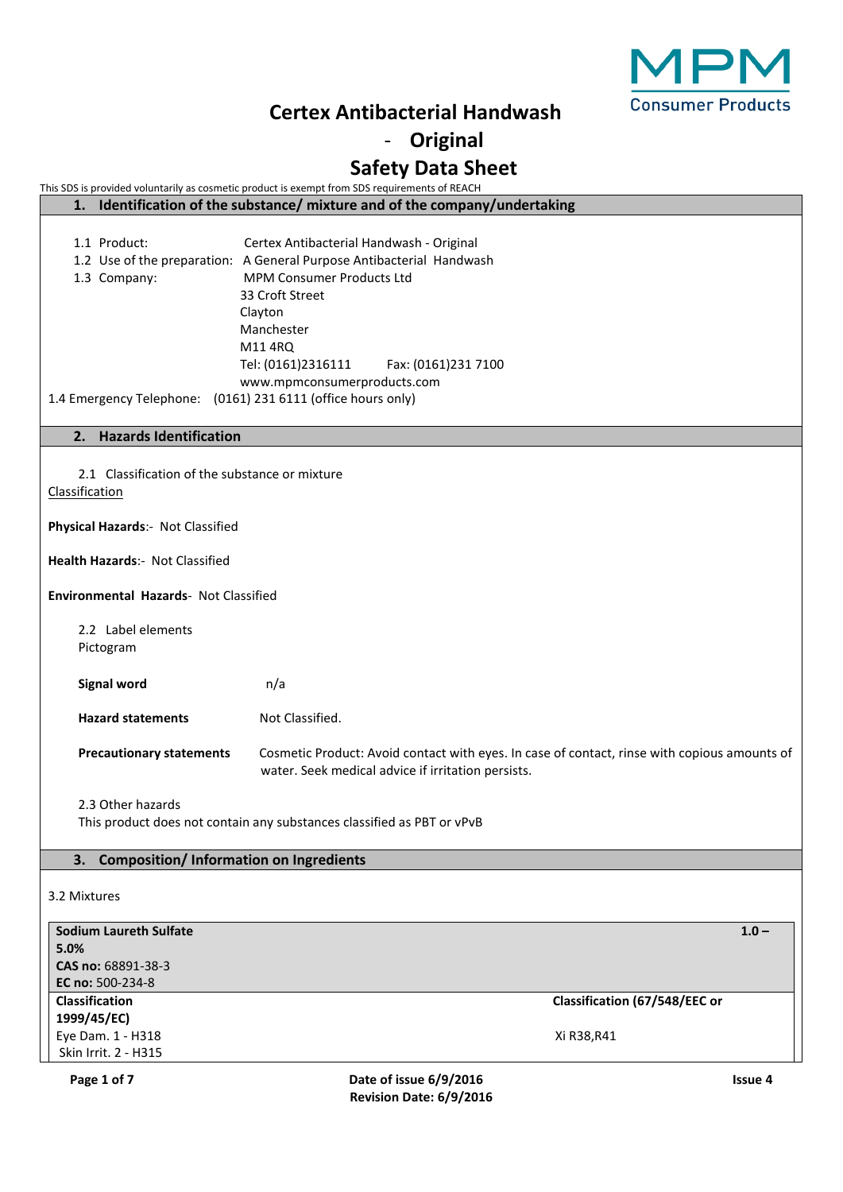# Certex Antibacterial Handwash - Original

# Safety Data Sheet

This SDS is provided voluntarily as cosmetic product is exempt from SDS requirements of REACH

## 1. Identification of the substance/ mixture and of the company/undertaking

1.1 Product: Certex Antibacterial Handwash - Original

1.2 Use of the preparation: A General Purpose Antibacterial Handwash

1.3 Company: MPM Consumer Products Ltd
33 Croft Street
Clayton
Manchester
M11 4RQ
Tel: (0161)2316111 Fax: (0161)231 7100
www.mpmconsumerproducts.com

1.4 Emergency Telephone: (0161) 231 6111 (office hours only)

## 2. Hazards Identification

2.1 Classification of the substance or mixture

Classification

**Physical Hazards**:- Not Classified

**Health Hazards**:- Not Classified

**Environmental Hazards**- Not Classified

2.2 Label elements

Pictogram

**Signal word** n/a

**Hazard statements** Not Classified.

**Precautionary statements** Cosmetic Product: Avoid contact with eyes. In case of contact, rinse with copious amounts of water. Seek medical advice if irritation persists.

2.3 Other hazards

This product does not contain any substances classified as PBT or vPvB

## 3. Composition/ Information on Ingredients

3.2 Mixtures

| **Sodium Laureth Sulfate**<br>**CAS no:** 68891-38-3<br>**EC no:** 500-234-8 | **1.0 – 5.0%** |
|---|---|
| **Classification**<br>Eye Dam. 1 - H318<br>Skin Irrit. 2 - H315 | **Classification (67/548/EEC or 1999/45/EC)**<br>Xi R38,R41 |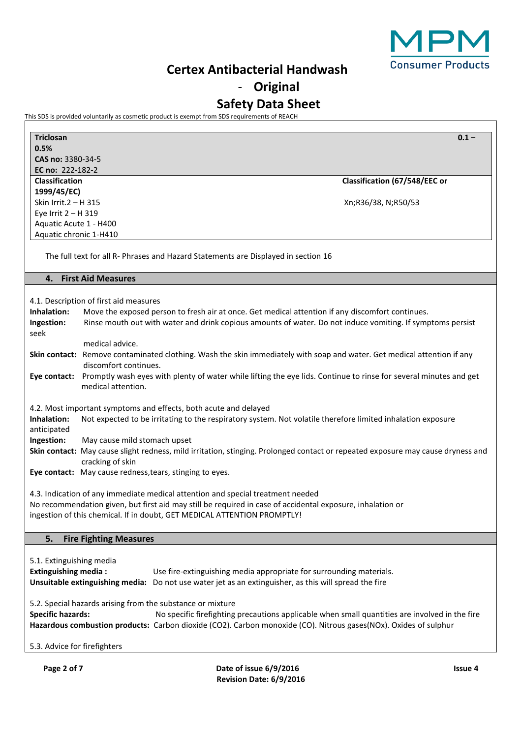# Certex Antibacterial Handwash - Original

## Safety Data Sheet

This SDS is provided voluntarily as cosmetic product is exempt from SDS requirements of REACH

| **Triclosan** | **0.1 – 0.5%** |
|---|---|
| **CAS no:** 3380-34-5 | |
| **EC no:** 222-182-2 | |
| **Classification 1999/45/EC)** | **Classification (67/548/EEC or** |
| Skin Irrit.2 – H 315<br>Eye Irrit 2 – H 319<br>Aquatic Acute 1 - H400<br>Aquatic chronic 1-H410 | Xn;R36/38, N;R50/53 |

The full text for all R- Phrases and Hazard Statements are Displayed in section 16

## 4. First Aid Measures

4.1. Description of first aid measures

**Inhalation:** Move the exposed person to fresh air at once. Get medical attention if any discomfort continues.

**Ingestion:** Rinse mouth out with water and drink copious amounts of water. Do not induce vomiting. If symptoms persist seek medical advice.

**Skin contact:** Remove contaminated clothing. Wash the skin immediately with soap and water. Get medical attention if any discomfort continues.

**Eye contact:** Promptly wash eyes with plenty of water while lifting the eye lids. Continue to rinse for several minutes and get medical attention.

4.2. Most important symptoms and effects, both acute and delayed

**Inhalation:** Not expected to be irritating to the respiratory system. Not volatile therefore limited inhalation exposure anticipated

**Ingestion:** May cause mild stomach upset

**Skin contact:** May cause slight redness, mild irritation, stinging. Prolonged contact or repeated exposure may cause dryness and cracking of skin

**Eye contact:** May cause redness,tears, stinging to eyes.

4.3. Indication of any immediate medical attention and special treatment needed

No recommendation given, but first aid may still be required in case of accidental exposure, inhalation or ingestion of this chemical. If in doubt, GET MEDICAL ATTENTION PROMPTLY!

## 5. Fire Fighting Measures

5.1. Extinguishing media

**Extinguishing media :** Use fire-extinguishing media appropriate for surrounding materials.

**Unsuitable extinguishing media:** Do not use water jet as an extinguisher, as this will spread the fire

5.2. Special hazards arising from the substance or mixture

**Specific hazards:** No specific firefighting precautions applicable when small quantities are involved in the fire

**Hazardous combustion products:** Carbon dioxide ($CO_2$). Carbon monoxide (CO). Nitrous gases($NO_x$). Oxides of sulphur

5.3. Advice for firefighters

**Date of issue 6/9/2016**
**Revision Date: 6/9/2016**

**Issue 4**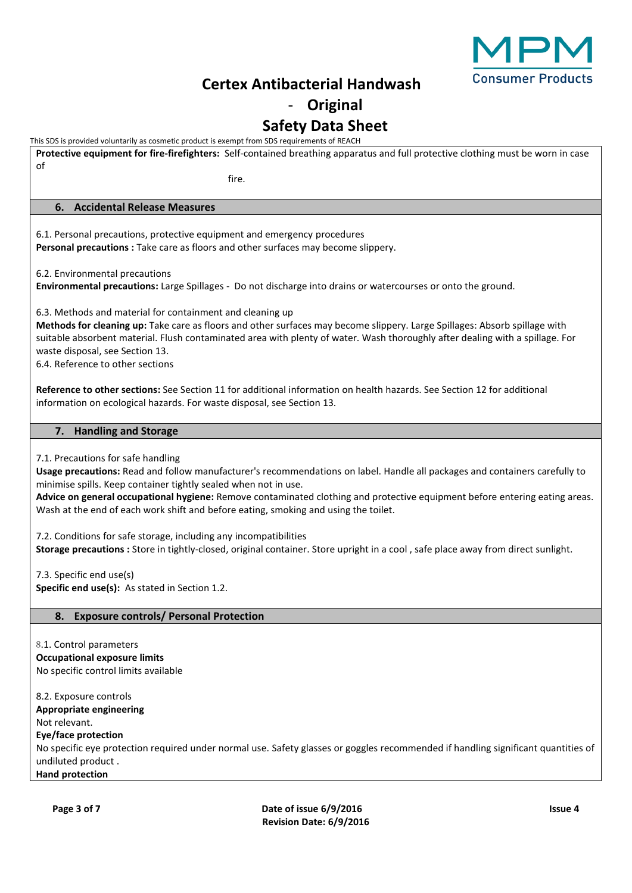**Protective equipment for fire-firefighters:** Self-contained breathing apparatus and full protective clothing must be worn in case of fire.

## 6. Accidental Release Measures

6.1. Personal precautions, protective equipment and emergency procedures

**Personal precautions :** Take care as floors and other surfaces may become slippery.

6.2. Environmental precautions

**Environmental precautions:** Large Spillages - Do not discharge into drains or watercourses or onto the ground.

6.3. Methods and material for containment and cleaning up

**Methods for cleaning up:** Take care as floors and other surfaces may become slippery. Large Spillages: Absorb spillage with suitable absorbent material. Flush contaminated area with plenty of water. Wash thoroughly after dealing with a spillage. For waste disposal, see Section 13.

6.4. Reference to other sections

**Reference to other sections:** See Section 11 for additional information on health hazards. See Section 12 for additional information on ecological hazards. For waste disposal, see Section 13.

## 7. Handling and Storage

7.1. Precautions for safe handling

**Usage precautions:** Read and follow manufacturer's recommendations on label. Handle all packages and containers carefully to minimise spills. Keep container tightly sealed when not in use.

**Advice on general occupational hygiene:** Remove contaminated clothing and protective equipment before entering eating areas. Wash at the end of each work shift and before eating, smoking and using the toilet.

7.2. Conditions for safe storage, including any incompatibilities

**Storage precautions :** Store in tightly-closed, original container. Store upright in a cool , safe place away from direct sunlight.

7.3. Specific end use(s)

**Specific end use(s):** As stated in Section 1.2.

## 8. Exposure controls/ Personal Protection

8.1. Control parameters

**Occupational exposure limits**

No specific control limits available

8.2. Exposure controls

**Appropriate engineering**

Not relevant.

**Eye/face protection**

No specific eye protection required under normal use. Safety glasses or goggles recommended if handling significant quantities of undiluted product .

**Hand protection**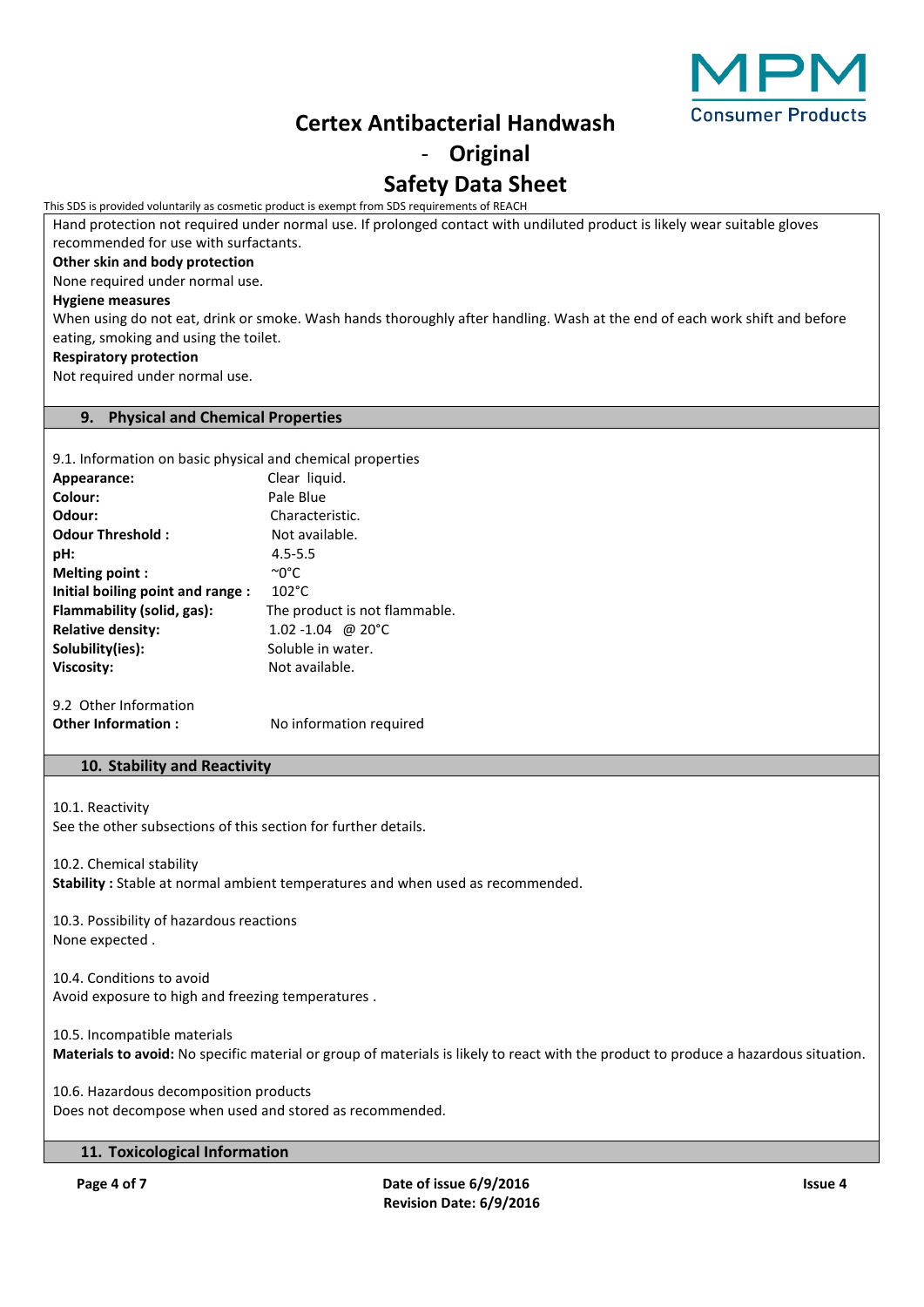Hand protection not required under normal use. If prolonged contact with undiluted product is likely wear suitable gloves recommended for use with surfactants.

**Other skin and body protection**

None required under normal use.

**Hygiene measures**

When using do not eat, drink or smoke. Wash hands thoroughly after handling. Wash at the end of each work shift and before eating, smoking and using the toilet.

**Respiratory protection**

Not required under normal use.

## 9. Physical and Chemical Properties

9.1. Information on basic physical and chemical properties

| | |
|---|---|
| **Appearance:** | Clear liquid. |
| **Colour:** | Pale Blue |
| **Odour:** | Characteristic. |
| **Odour Threshold :** | Not available. |
| **pH:** | 4.5-5.5 |
| **Melting point :** | ~0°C |
| **Initial boiling point and range :** | 102°C |
| **Flammability (solid, gas):** | The product is not flammable. |
| **Relative density:** | 1.02 -1.04 @ 20°C |
| **Solubility(ies):** | Soluble in water. |
| **Viscosity:** | Not available. |

9.2 Other Information

**Other Information :** No information required

## 10. Stability and Reactivity

10.1. Reactivity

See the other subsections of this section for further details.

10.2. Chemical stability

**Stability :** Stable at normal ambient temperatures and when used as recommended.

10.3. Possibility of hazardous reactions

None expected .

10.4. Conditions to avoid

Avoid exposure to high and freezing temperatures .

10.5. Incompatible materials

**Materials to avoid:** No specific material or group of materials is likely to react with the product to produce a hazardous situation.

10.6. Hazardous decomposition products

Does not decompose when used and stored as recommended.

## 11. Toxicological Information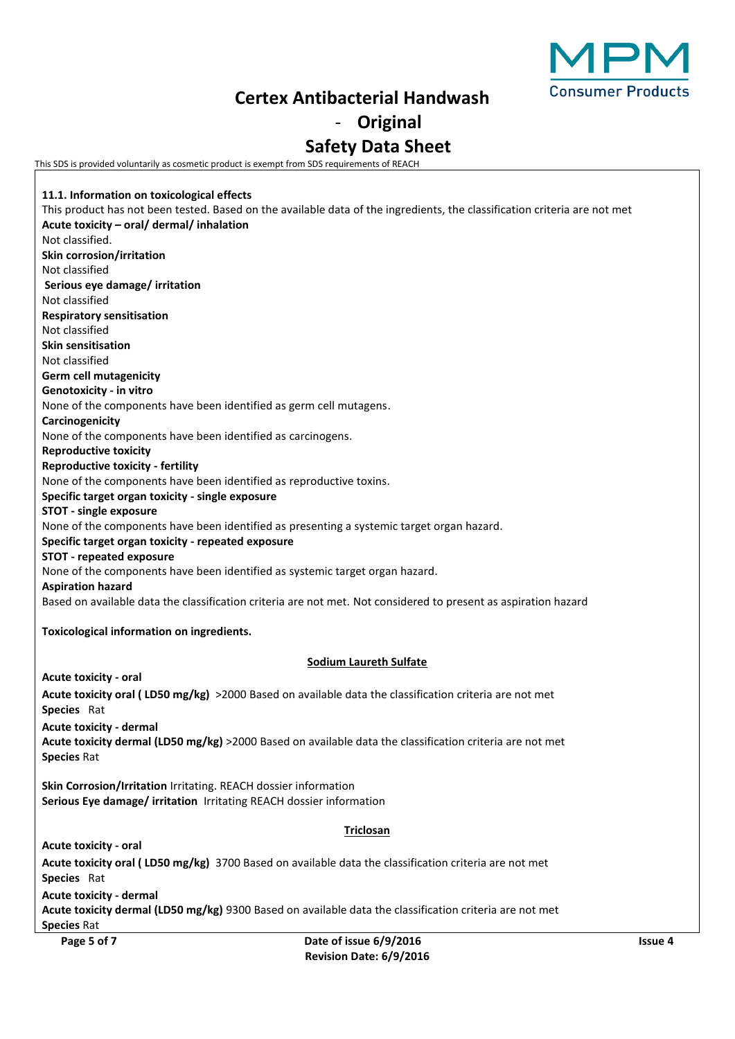**11.1. Information on toxicological effects**

This product has not been tested. Based on the available data of the ingredients, the classification criteria are not met

**Acute toxicity – oral/ dermal/ inhalation**

Not classified.

**Skin corrosion/irritation**

Not classified

**Serious eye damage/ irritation**

Not classified

**Respiratory sensitisation**

Not classified

**Skin sensitisation**

Not classified

**Germ cell mutagenicity**

**Genotoxicity - in vitro**

None of the components have been identified as germ cell mutagens.

**Carcinogenicity**

None of the components have been identified as carcinogens.

**Reproductive toxicity**

**Reproductive toxicity - fertility**

None of the components have been identified as reproductive toxins.

**Specific target organ toxicity - single exposure**

**STOT - single exposure**

None of the components have been identified as presenting a systemic target organ hazard.

**Specific target organ toxicity - repeated exposure**

**STOT - repeated exposure**

None of the components have been identified as systemic target organ hazard.

**Aspiration hazard**

Based on available data the classification criteria are not met. Not considered to present as aspiration hazard

**Toxicological information on ingredients.**

**<u>Sodium Laureth Sulfate</u>**

**Acute toxicity - oral**

**Acute toxicity oral ( LD50 mg/kg)** >2000 Based on available data the classification criteria are not met

**Species** Rat

**Acute toxicity - dermal**

**Acute toxicity dermal (LD50 mg/kg)** >2000 Based on available data the classification criteria are not met

**Species** Rat

**Skin Corrosion/Irritation** Irritating. REACH dossier information

**Serious Eye damage/ irritation** Irritating REACH dossier information

**<u>Triclosan</u>**

**Acute toxicity - oral**

**Acute toxicity oral ( LD50 mg/kg)** 3700 Based on available data the classification criteria are not met

**Species** Rat

**Acute toxicity - dermal**

**Acute toxicity dermal (LD50 mg/kg)** 9300 Based on available data the classification criteria are not met

**Species** Rat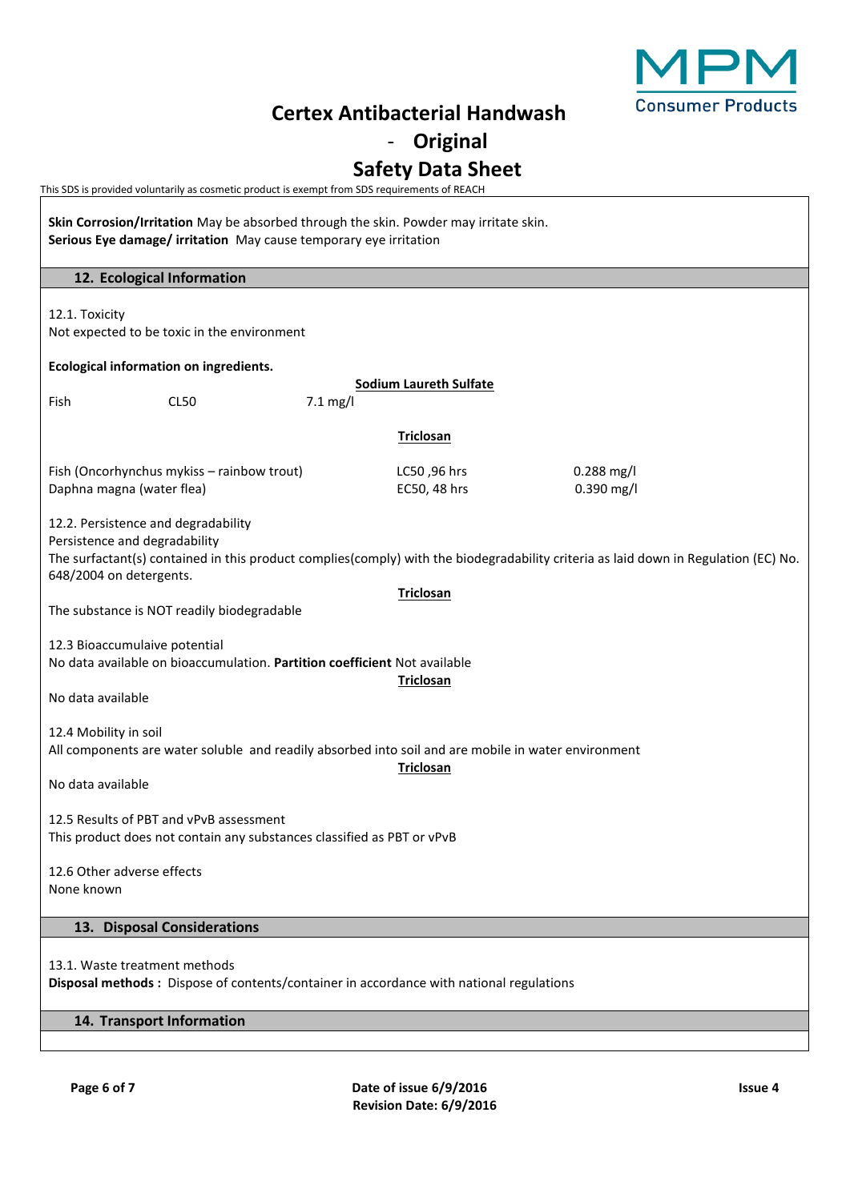**Skin Corrosion/Irritation** May be absorbed through the skin. Powder may irritate skin.
**Serious Eye damage/ irritation** May cause temporary eye irritation

## 12. Ecological Information

12.1. Toxicity
Not expected to be toxic in the environment

**Ecological information on ingredients.**

**Sodium Laureth Sulfate**

| Fish | CL50 | 7.1 mg/l |
|---|---|---|

**Triclosan**

| | | |
|---|---|---|
| Fish (Oncorhynchus mykiss – rainbow trout) | LC50 ,96 hrs | 0.288 mg/l |
| Daphna magna (water flea) | EC50, 48 hrs | 0.390 mg/l |

12.2. Persistence and degradability
Persistence and degradability
The surfactant(s) contained in this product complies(comply) with the biodegradability criteria as laid down in Regulation (EC) No. 648/2004 on detergents.

**Triclosan**

The substance is NOT readily biodegradable

12.3 Bioaccumulaive potential
No data available on bioaccumulation. **Partition coefficient** Not available

**Triclosan**

No data available

12.4 Mobility in soil
All components are water soluble and readily absorbed into soil and are mobile in water environment

**Triclosan**

No data available

12.5 Results of PBT and vPvB assessment
This product does not contain any substances classified as PBT or vPvB

12.6 Other adverse effects
None known

## 13. Disposal Considerations

13.1. Waste treatment methods
**Disposal methods :** Dispose of contents/container in accordance with national regulations

## 14. Transport Information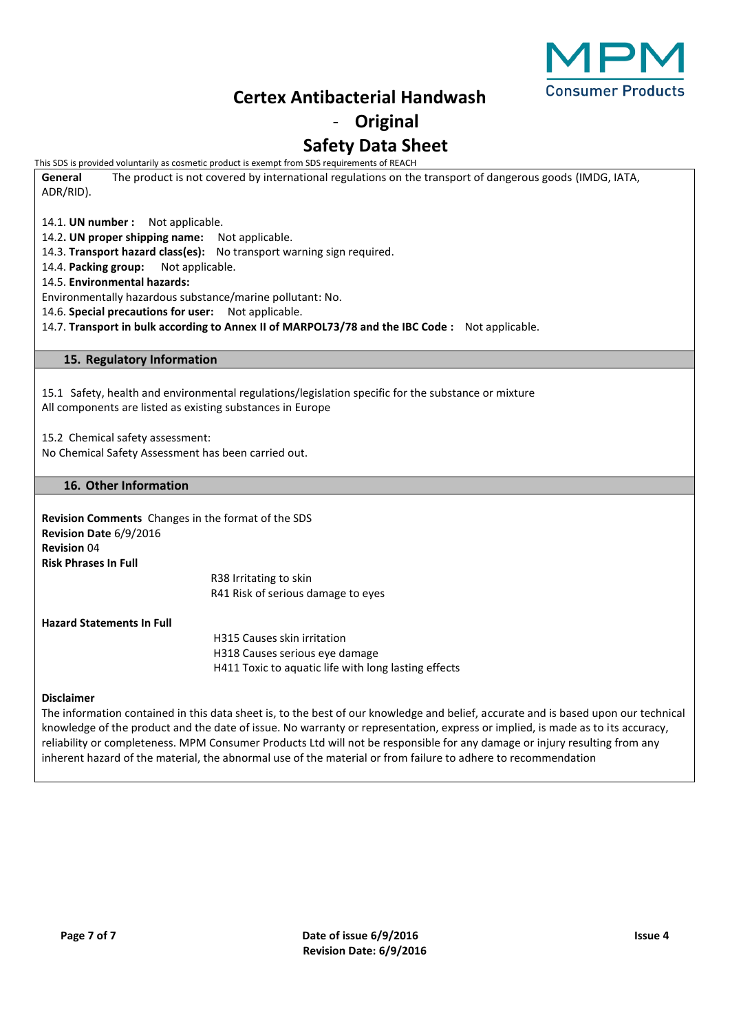General The product is not covered by international regulations on the transport of dangerous goods (IMDG, IATA, ADR/RID).

14.1. **UN number :** Not applicable.
14.2**. UN proper shipping name:** Not applicable.
14.3. **Transport hazard class(es):** No transport warning sign required.
14.4. **Packing group:** Not applicable.
14.5. **Environmental hazards:**
Environmentally hazardous substance/marine pollutant: No.
14.6. **Special precautions for user:** Not applicable.
14.7. **Transport in bulk according to Annex II of MARPOL73/78 and the IBC Code :** Not applicable.

## 15. Regulatory Information

15.1 Safety, health and environmental regulations/legislation specific for the substance or mixture
All components are listed as existing substances in Europe

15.2 Chemical safety assessment:
No Chemical Safety Assessment has been carried out.

## 16. Other Information

**Revision Comments** Changes in the format of the SDS
**Revision Date** 6/9/2016
**Revision** 04
**Risk Phrases In Full**

R38 Irritating to skin
R41 Risk of serious damage to eyes

**Hazard Statements In Full**

H315 Causes skin irritation
H318 Causes serious eye damage
H411 Toxic to aquatic life with long lasting effects

**Disclaimer**
The information contained in this data sheet is, to the best of our knowledge and belief, accurate and is based upon our technical knowledge of the product and the date of issue. No warranty or representation, express or implied, is made as to its accuracy, reliability or completeness. MPM Consumer Products Ltd will not be responsible for any damage or injury resulting from any inherent hazard of the material, the abnormal use of the material or from failure to adhere to recommendation